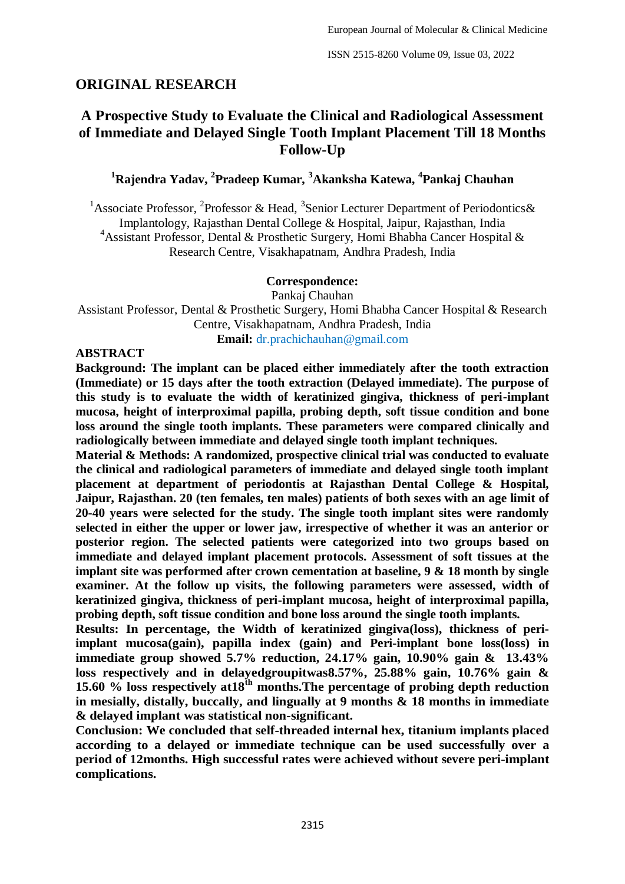## ORIGINAL RESEARCH

# A Prospective Study to Evaluate the Clinical and Radiological Assessment of Immediate and Delayed Single Tooth Implant Placement Till 18 Months Follow-Up

**[1]Rajendra Yadav, [2]Pradeep Kumar, [3]Akanksha Katewa, [4]Pankaj Chauhan**

[1]Associate Professor, [2]Professor & Head, [3]Senior Lecturer Department of Periodontics& Implantology, Rajasthan Dental College & Hospital, Jaipur, Rajasthan, India
[4]Assistant Professor, Dental & Prosthetic Surgery, Homi Bhabha Cancer Hospital & Research Centre, Visakhapatnam, Andhra Pradesh, India

**Correspondence:**
Pankaj Chauhan
Assistant Professor, Dental & Prosthetic Surgery, Homi Bhabha Cancer Hospital & Research Centre, Visakhapatnam, Andhra Pradesh, India
**Email:** dr.prachichauhan@gmail.com

## ABSTRACT

**Background: The implant can be placed either immediately after the tooth extraction (Immediate) or 15 days after the tooth extraction (Delayed immediate). The purpose of this study is to evaluate the width of keratinized gingiva, thickness of peri-implant mucosa, height of interproximal papilla, probing depth, soft tissue condition and bone loss around the single tooth implants. These parameters were compared clinically and radiologically between immediate and delayed single tooth implant techniques.**

**Material & Methods: A randomized, prospective clinical trial was conducted to evaluate the clinical and radiological parameters of immediate and delayed single tooth implant placement at department of periodontis at Rajasthan Dental College & Hospital, Jaipur, Rajasthan. 20 (ten females, ten males) patients of both sexes with an age limit of 20-40 years were selected for the study. The single tooth implant sites were randomly selected in either the upper or lower jaw, irrespective of whether it was an anterior or posterior region. The selected patients were categorized into two groups based on immediate and delayed implant placement protocols. Assessment of soft tissues at the implant site was performed after crown cementation at baseline, 9 & 18 month by single examiner. At the follow up visits, the following parameters were assessed, width of keratinized gingiva, thickness of peri-implant mucosa, height of interproximal papilla, probing depth, soft tissue condition and bone loss around the single tooth implants.**

**Results: In percentage, the Width of keratinized gingiva(loss), thickness of peri-implant mucosa(gain), papilla index (gain) and Peri-implant bone loss(loss) in immediate group showed 5.7% reduction, 24.17% gain, 10.90% gain & 13.43% loss respectively and in delayedgroupitwas8.57%, 25.88% gain, 10.76% gain & 15.60 % loss respectively at18$^{th}$ months.The percentage of probing depth reduction in mesially, distally, buccally, and lingually at 9 months & 18 months in immediate & delayed implant was statistical non-significant.**

**Conclusion: We concluded that self-threaded internal hex, titanium implants placed according to a delayed or immediate technique can be used successfully over a period of 12months. High successful rates were achieved without severe peri-implant complications.**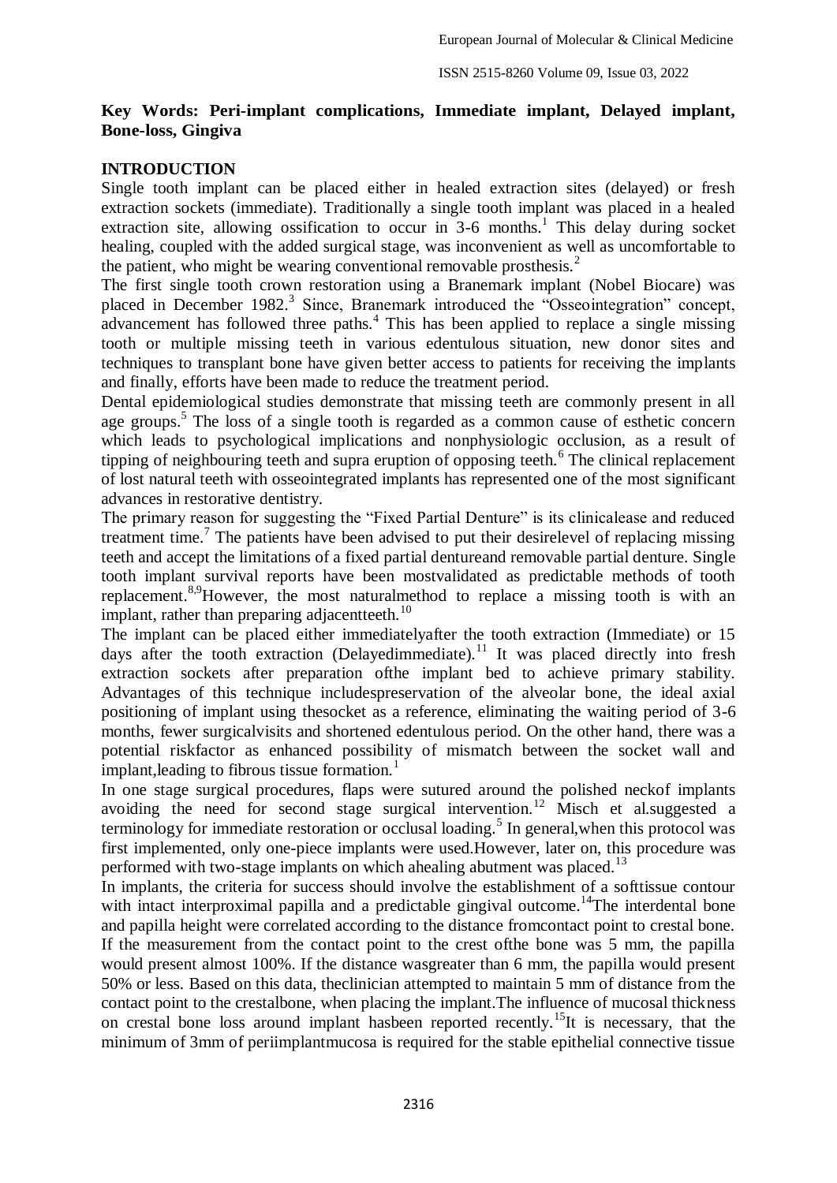**Key Words: Peri-implant complications, Immediate implant, Delayed implant, Bone-loss, Gingiva**

## INTRODUCTION

Single tooth implant can be placed either in healed extraction sites (delayed) or fresh extraction sockets (immediate). Traditionally a single tooth implant was placed in a healed extraction site, allowing ossification to occur in 3-6 months.[1] This delay during socket healing, coupled with the added surgical stage, was inconvenient as well as uncomfortable to the patient, who might be wearing conventional removable prosthesis.[2]

The first single tooth crown restoration using a Branemark implant (Nobel Biocare) was placed in December 1982.[3] Since, Branemark introduced the "Osseointegration" concept, advancement has followed three paths.[4] This has been applied to replace a single missing tooth or multiple missing teeth in various edentulous situation, new donor sites and techniques to transplant bone have given better access to patients for receiving the implants and finally, efforts have been made to reduce the treatment period.

Dental epidemiological studies demonstrate that missing teeth are commonly present in all age groups.[5] The loss of a single tooth is regarded as a common cause of esthetic concern which leads to psychological implications and nonphysiologic occlusion, as a result of tipping of neighbouring teeth and supra eruption of opposing teeth.[6] The clinical replacement of lost natural teeth with osseointegrated implants has represented one of the most significant advances in restorative dentistry.

The primary reason for suggesting the "Fixed Partial Denture" is its clinicalease and reduced treatment time.[7] The patients have been advised to put their desirelevel of replacing missing teeth and accept the limitations of a fixed partial dentureand removable partial denture. Single tooth implant survival reports have been mostvalidated as predictable methods of tooth replacement.[8,9]However, the most naturalmethod to replace a missing tooth is with an implant, rather than preparing adjacentteeth.[10]

The implant can be placed either immediatelyafter the tooth extraction (Immediate) or 15 days after the tooth extraction (Delayedimmediate).[11] It was placed directly into fresh extraction sockets after preparation ofthe implant bed to achieve primary stability. Advantages of this technique includespreservation of the alveolar bone, the ideal axial positioning of implant using thesocket as a reference, eliminating the waiting period of 3-6 months, fewer surgicalvisits and shortened edentulous period. On the other hand, there was a potential riskfactor as enhanced possibility of mismatch between the socket wall and implant,leading to fibrous tissue formation.[1]

In one stage surgical procedures, flaps were sutured around the polished neckof implants avoiding the need for second stage surgical intervention.[12] Misch et al.suggested a terminology for immediate restoration or occlusal loading.[5] In general,when this protocol was first implemented, only one-piece implants were used.However, later on, this procedure was performed with two-stage implants on which ahealing abutment was placed.[13]

In implants, the criteria for success should involve the establishment of a softtissue contour with intact interproximal papilla and a predictable gingival outcome.[14]The interdental bone and papilla height were correlated according to the distance fromcontact point to crestal bone. If the measurement from the contact point to the crest ofthe bone was 5 mm, the papilla would present almost 100%. If the distance wasgreater than 6 mm, the papilla would present 50% or less. Based on this data, theclinician attempted to maintain 5 mm of distance from the contact point to the crestalbone, when placing the implant.The influence of mucosal thickness on crestal bone loss around implant hasbeen reported recently.[15]It is necessary, that the minimum of 3mm of periimplantmucosa is required for the stable epithelial connective tissue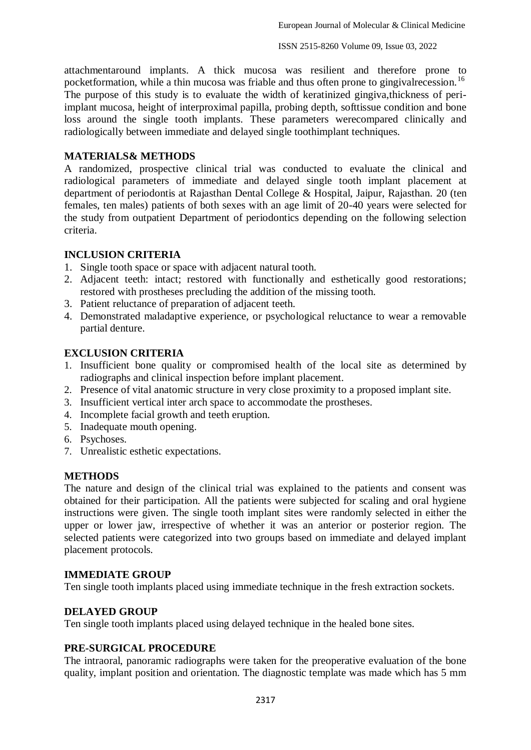attachmentaround implants. A thick mucosa was resilient and therefore prone to pocketformation, while a thin mucosa was friable and thus often prone to gingivalrecession.[16] The purpose of this study is to evaluate the width of keratinized gingiva,thickness of peri-implant mucosa, height of interproximal papilla, probing depth, softtissue condition and bone loss around the single tooth implants. These parameters werecompared clinically and radiologically between immediate and delayed single toothimplant techniques.

## MATERIALS& METHODS

A randomized, prospective clinical trial was conducted to evaluate the clinical and radiological parameters of immediate and delayed single tooth implant placement at department of periodontis at Rajasthan Dental College & Hospital, Jaipur, Rajasthan. 20 (ten females, ten males) patients of both sexes with an age limit of 20-40 years were selected for the study from outpatient Department of periodontics depending on the following selection criteria.

## INCLUSION CRITERIA

1. Single tooth space or space with adjacent natural tooth.
2. Adjacent teeth: intact; restored with functionally and esthetically good restorations; restored with prostheses precluding the addition of the missing tooth.
3. Patient reluctance of preparation of adjacent teeth.
4. Demonstrated maladaptive experience, or psychological reluctance to wear a removable partial denture.

## EXCLUSION CRITERIA

1. Insufficient bone quality or compromised health of the local site as determined by radiographs and clinical inspection before implant placement.
2. Presence of vital anatomic structure in very close proximity to a proposed implant site.
3. Insufficient vertical inter arch space to accommodate the prostheses.
4. Incomplete facial growth and teeth eruption.
5. Inadequate mouth opening.
6. Psychoses.
7. Unrealistic esthetic expectations.

## METHODS

The nature and design of the clinical trial was explained to the patients and consent was obtained for their participation. All the patients were subjected for scaling and oral hygiene instructions were given. The single tooth implant sites were randomly selected in either the upper or lower jaw, irrespective of whether it was an anterior or posterior region. The selected patients were categorized into two groups based on immediate and delayed implant placement protocols.

## IMMEDIATE GROUP

Ten single tooth implants placed using immediate technique in the fresh extraction sockets.

## DELAYED GROUP

Ten single tooth implants placed using delayed technique in the healed bone sites.

## PRE-SURGICAL PROCEDURE

The intraoral, panoramic radiographs were taken for the preoperative evaluation of the bone quality, implant position and orientation. The diagnostic template was made which has 5 mm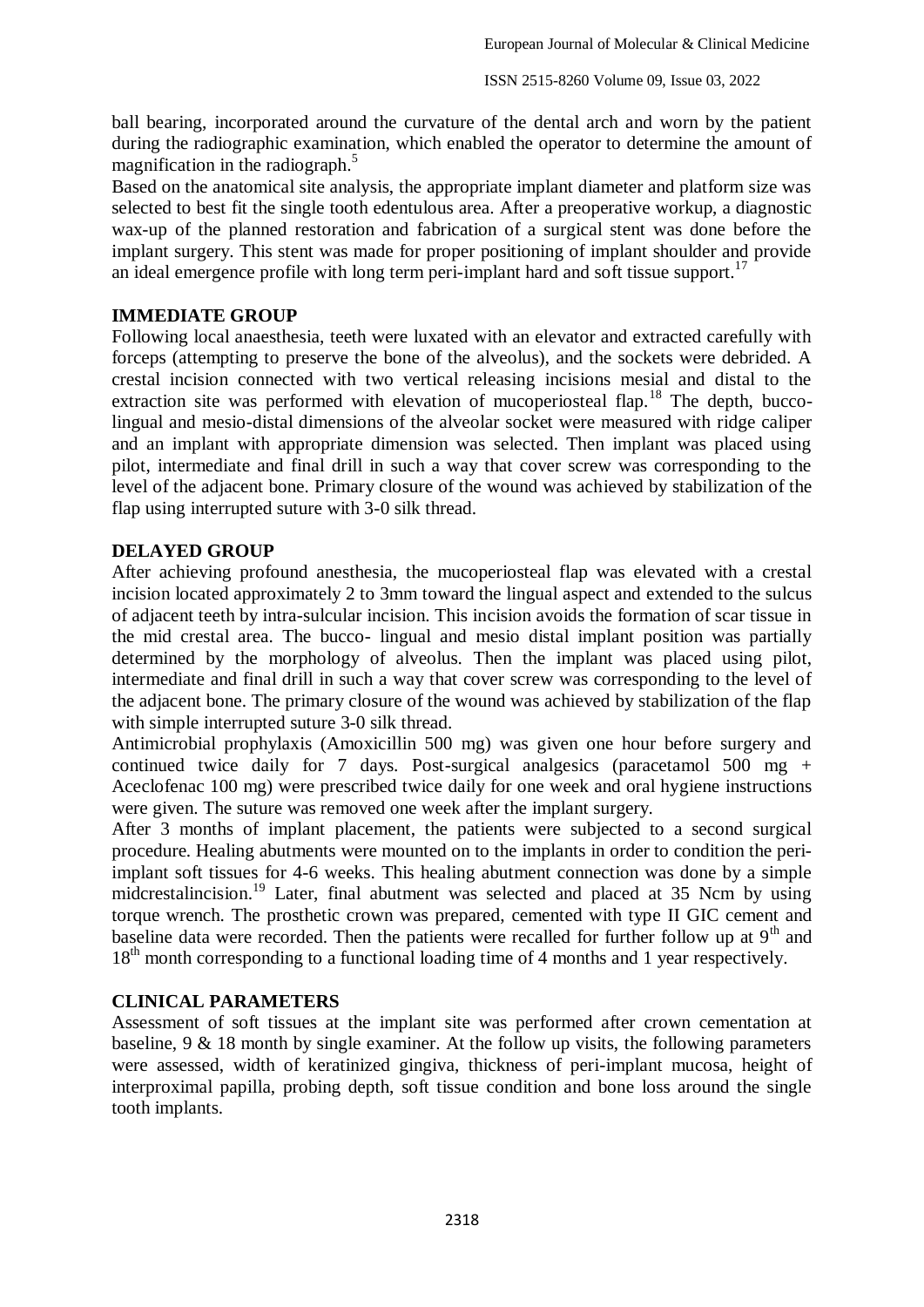ball bearing, incorporated around the curvature of the dental arch and worn by the patient during the radiographic examination, which enabled the operator to determine the amount of magnification in the radiograph.[5]

Based on the anatomical site analysis, the appropriate implant diameter and platform size was selected to best fit the single tooth edentulous area. After a preoperative workup, a diagnostic wax-up of the planned restoration and fabrication of a surgical stent was done before the implant surgery. This stent was made for proper positioning of implant shoulder and provide an ideal emergence profile with long term peri-implant hard and soft tissue support.[17]

## IMMEDIATE GROUP

Following local anaesthesia, teeth were luxated with an elevator and extracted carefully with forceps (attempting to preserve the bone of the alveolus), and the sockets were debrided. A crestal incision connected with two vertical releasing incisions mesial and distal to the extraction site was performed with elevation of mucoperiosteal flap.[18] The depth, bucco-lingual and mesio-distal dimensions of the alveolar socket were measured with ridge caliper and an implant with appropriate dimension was selected. Then implant was placed using pilot, intermediate and final drill in such a way that cover screw was corresponding to the level of the adjacent bone. Primary closure of the wound was achieved by stabilization of the flap using interrupted suture with 3-0 silk thread.

## DELAYED GROUP

After achieving profound anesthesia, the mucoperiosteal flap was elevated with a crestal incision located approximately 2 to 3mm toward the lingual aspect and extended to the sulcus of adjacent teeth by intra-sulcular incision. This incision avoids the formation of scar tissue in the mid crestal area. The bucco- lingual and mesio distal implant position was partially determined by the morphology of alveolus. Then the implant was placed using pilot, intermediate and final drill in such a way that cover screw was corresponding to the level of the adjacent bone. The primary closure of the wound was achieved by stabilization of the flap with simple interrupted suture 3-0 silk thread.

Antimicrobial prophylaxis (Amoxicillin 500 mg) was given one hour before surgery and continued twice daily for 7 days. Post-surgical analgesics (paracetamol 500 mg + Aceclofenac 100 mg) were prescribed twice daily for one week and oral hygiene instructions were given. The suture was removed one week after the implant surgery.

After 3 months of implant placement, the patients were subjected to a second surgical procedure. Healing abutments were mounted on to the implants in order to condition the peri-implant soft tissues for 4-6 weeks. This healing abutment connection was done by a simple midcrestalincision.[19] Later, final abutment was selected and placed at 35 Ncm by using torque wrench. The prosthetic crown was prepared, cemented with type II GIC cement and baseline data were recorded. Then the patients were recalled for further follow up at 9th and 18th month corresponding to a functional loading time of 4 months and 1 year respectively.

## CLINICAL PARAMETERS

Assessment of soft tissues at the implant site was performed after crown cementation at baseline, 9 & 18 month by single examiner. At the follow up visits, the following parameters were assessed, width of keratinized gingiva, thickness of peri-implant mucosa, height of interproximal papilla, probing depth, soft tissue condition and bone loss around the single tooth implants.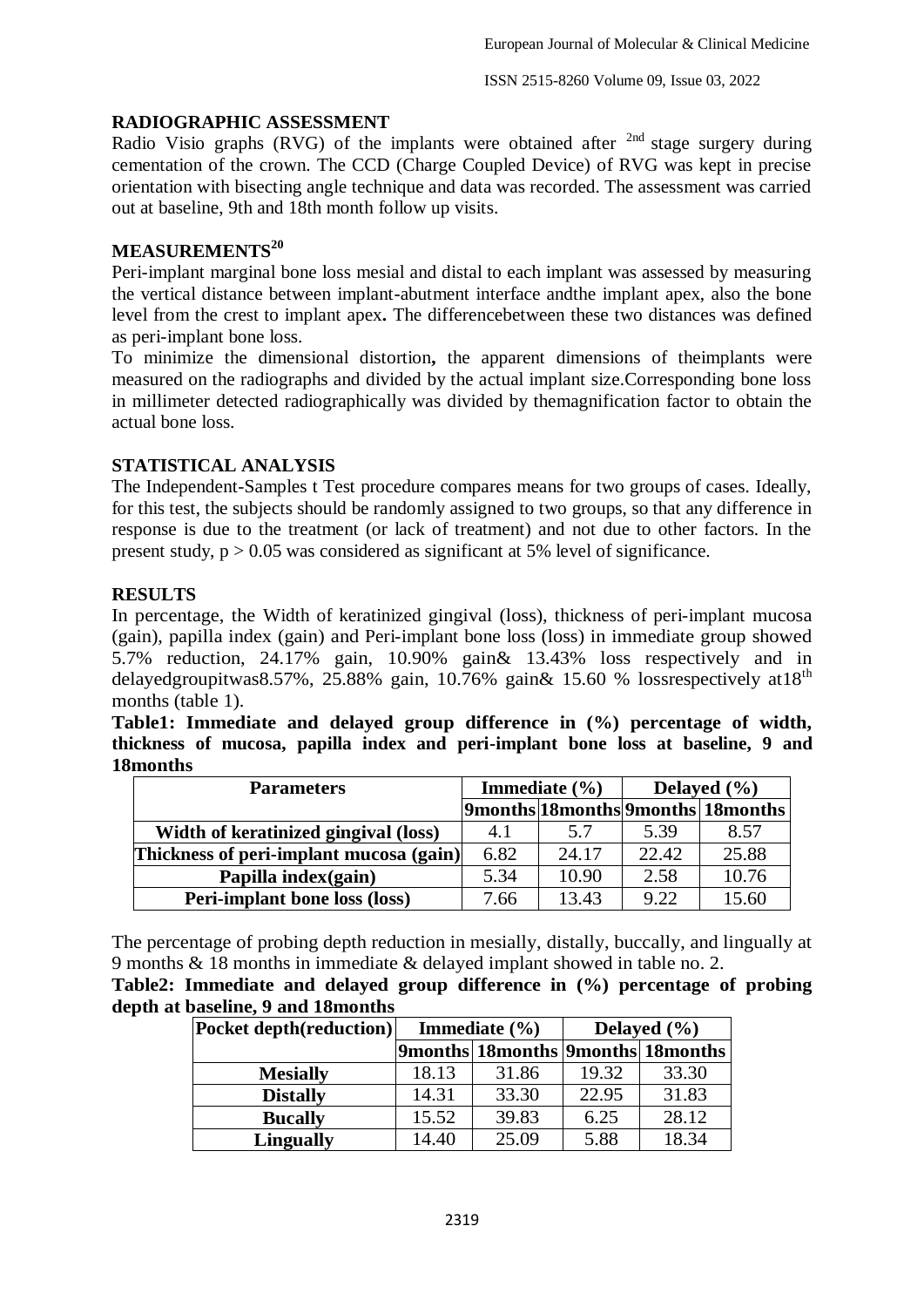## RADIOGRAPHIC ASSESSMENT

Radio Visio graphs (RVG) of the implants were obtained after [2nd] stage surgery during cementation of the crown. The CCD (Charge Coupled Device) of RVG was kept in precise orientation with bisecting angle technique and data was recorded. The assessment was carried out at baseline, 9th and 18th month follow up visits.

## MEASUREMENTS[20]

Peri-implant marginal bone loss mesial and distal to each implant was assessed by measuring the vertical distance between implant-abutment interface andthe implant apex, also the bone level from the crest to implant apex**.** The differencebetween these two distances was defined as peri-implant bone loss.

To minimize the dimensional distortion**,** the apparent dimensions of theimplants were measured on the radiographs and divided by the actual implant size.Corresponding bone loss in millimeter detected radiographically was divided by themagnification factor to obtain the actual bone loss.

## STATISTICAL ANALYSIS

The Independent-Samples t Test procedure compares means for two groups of cases. Ideally, for this test, the subjects should be randomly assigned to two groups, so that any difference in response is due to the treatment (or lack of treatment) and not due to other factors. In the present study, $p > 0.05$ was considered as significant at 5% level of significance.

## RESULTS

In percentage, the Width of keratinized gingival (loss), thickness of peri-implant mucosa (gain), papilla index (gain) and Peri-implant bone loss (loss) in immediate group showed 5.7% reduction, 24.17% gain, 10.90% gain& 13.43% loss respectively and in delayedgroupitwas8.57%, 25.88% gain, 10.76% gain& 15.60 % lossrespectively at18[th] months (table 1).

**Table1: Immediate and delayed group difference in (%) percentage of width, thickness of mucosa, papilla index and peri-implant bone loss at baseline, 9 and 18months**

| Parameters | Immediate (%) | | Delayed (%) | |
|---|---|---|---|---|
| | 9months | 18months | 9months | 18months |
| Width of keratinized gingival (loss) | 4.1 | 5.7 | 5.39 | 8.57 |
| Thickness of peri-implant mucosa (gain) | 6.82 | 24.17 | 22.42 | 25.88 |
| Papilla index(gain) | 5.34 | 10.90 | 2.58 | 10.76 |
| Peri-implant bone loss (loss) | 7.66 | 13.43 | 9.22 | 15.60 |

The percentage of probing depth reduction in mesially, distally, buccally, and lingually at 9 months & 18 months in immediate & delayed implant showed in table no. 2.

**Table2: Immediate and delayed group difference in (%) percentage of probing depth at baseline, 9 and 18months**

| Pocket depth(reduction) | Immediate (%) | | Delayed (%) | |
|---|---|---|---|---|
| | 9months | 18months | 9months | 18months |
| Mesially | 18.13 | 31.86 | 19.32 | 33.30 |
| Distally | 14.31 | 33.30 | 22.95 | 31.83 |
| Bucally | 15.52 | 39.83 | 6.25 | 28.12 |
| Lingually | 14.40 | 25.09 | 5.88 | 18.34 |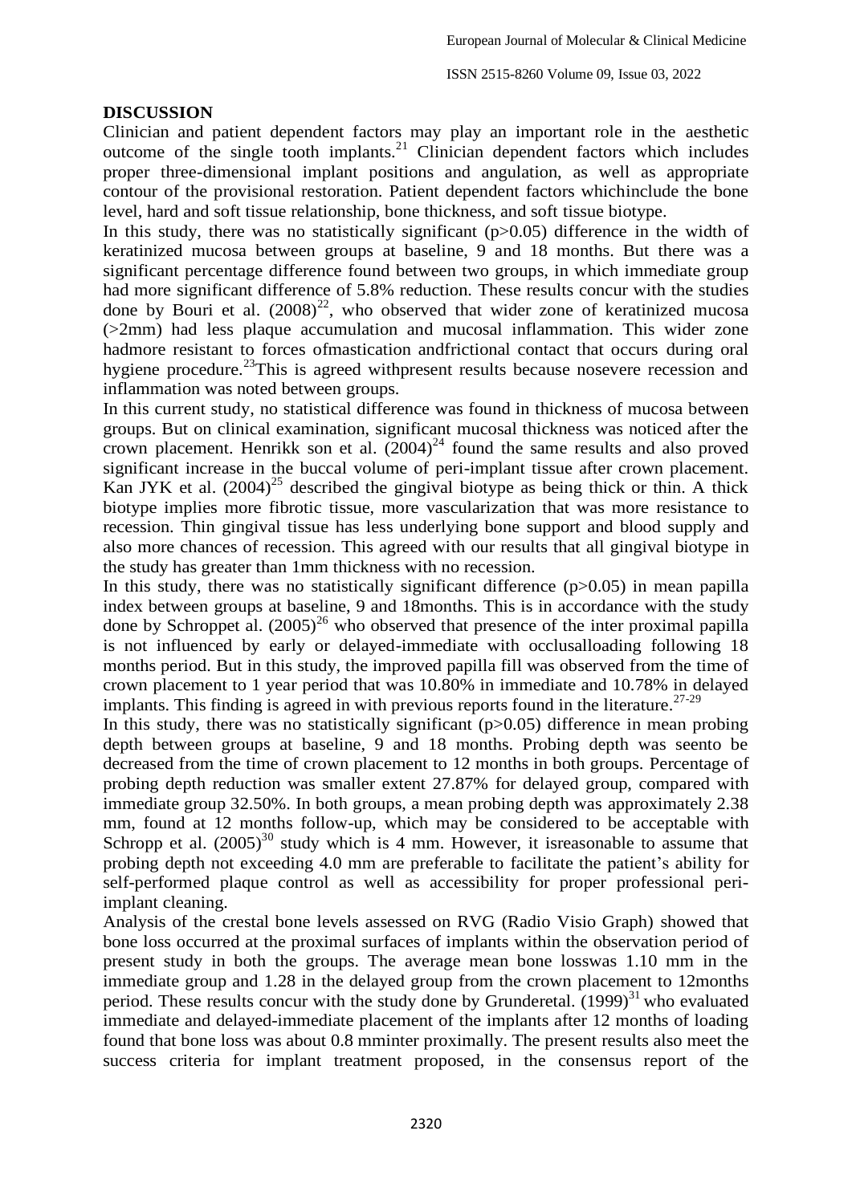## DISCUSSION

Clinician and patient dependent factors may play an important role in the aesthetic outcome of the single tooth implants.[21] Clinician dependent factors which includes proper three-dimensional implant positions and angulation, as well as appropriate contour of the provisional restoration. Patient dependent factors whichinclude the bone level, hard and soft tissue relationship, bone thickness, and soft tissue biotype.

In this study, there was no statistically significant ($p>0.05$) difference in the width of keratinized mucosa between groups at baseline, 9 and 18 months. But there was a significant percentage difference found between two groups, in which immediate group had more significant difference of 5.8% reduction. These results concur with the studies done by Bouri et al. (2008)[22], who observed that wider zone of keratinized mucosa (>2mm) had less plaque accumulation and mucosal inflammation. This wider zone hadmore resistant to forces ofmastication andfrictional contact that occurs during oral hygiene procedure.[23]This is agreed withpresent results because nosevere recession and inflammation was noted between groups.

In this current study, no statistical difference was found in thickness of mucosa between groups. But on clinical examination, significant mucosal thickness was noticed after the crown placement. Henrikk son et al. (2004)[24] found the same results and also proved significant increase in the buccal volume of peri-implant tissue after crown placement. Kan JYK et al. (2004)[25] described the gingival biotype as being thick or thin. A thick biotype implies more fibrotic tissue, more vascularization that was more resistance to recession. Thin gingival tissue has less underlying bone support and blood supply and also more chances of recession. This agreed with our results that all gingival biotype in the study has greater than 1mm thickness with no recession.

In this study, there was no statistically significant difference ($p>0.05$) in mean papilla index between groups at baseline, 9 and 18months. This is in accordance with the study done by Schroppet al. (2005)[26] who observed that presence of the inter proximal papilla is not influenced by early or delayed-immediate with occlusalloading following 18 months period. But in this study, the improved papilla fill was observed from the time of crown placement to 1 year period that was 10.80% in immediate and 10.78% in delayed implants. This finding is agreed in with previous reports found in the literature.[27-29]

In this study, there was no statistically significant ($p>0.05$) difference in mean probing depth between groups at baseline, 9 and 18 months. Probing depth was seento be decreased from the time of crown placement to 12 months in both groups. Percentage of probing depth reduction was smaller extent 27.87% for delayed group, compared with immediate group 32.50%. In both groups, a mean probing depth was approximately 2.38 mm, found at 12 months follow-up, which may be considered to be acceptable with Schropp et al. (2005)[30] study which is 4 mm. However, it isreasonable to assume that probing depth not exceeding 4.0 mm are preferable to facilitate the patient's ability for self-performed plaque control as well as accessibility for proper professional peri-implant cleaning.

Analysis of the crestal bone levels assessed on RVG (Radio Visio Graph) showed that bone loss occurred at the proximal surfaces of implants within the observation period of present study in both the groups. The average mean bone losswas 1.10 mm in the immediate group and 1.28 in the delayed group from the crown placement to 12months period. These results concur with the study done by Grunderetal. (1999)[31] who evaluated immediate and delayed-immediate placement of the implants after 12 months of loading found that bone loss was about 0.8 mminter proximally. The present results also meet the success criteria for implant treatment proposed, in the consensus report of the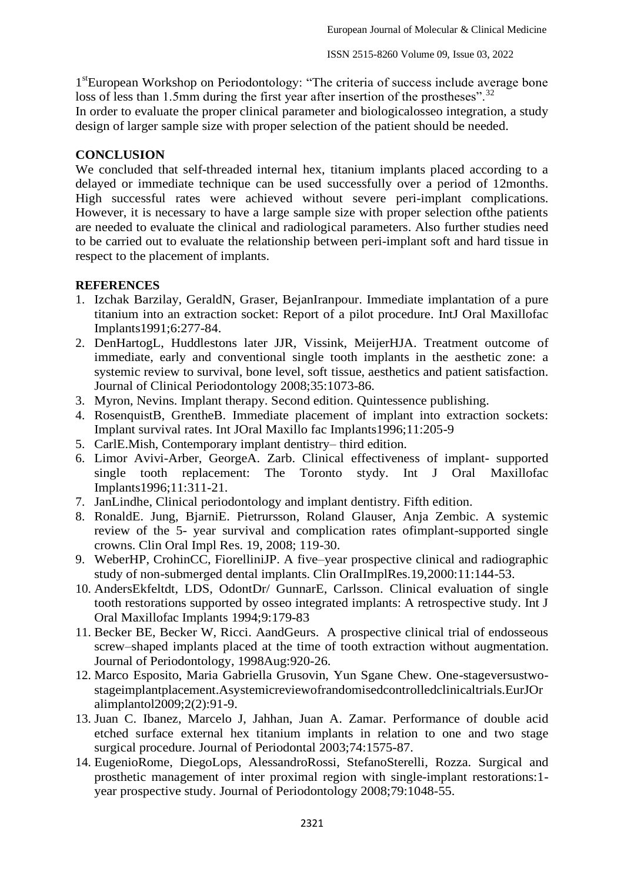1[st]European Workshop on Periodontology: "The criteria of success include average bone loss of less than 1.5mm during the first year after insertion of the prostheses".[32]

In order to evaluate the proper clinical parameter and biologicalosseo integration, a study design of larger sample size with proper selection of the patient should be needed.

## CONCLUSION

We concluded that self-threaded internal hex, titanium implants placed according to a delayed or immediate technique can be used successfully over a period of 12months. High successful rates were achieved without severe peri-implant complications. However, it is necessary to have a large sample size with proper selection ofthe patients are needed to evaluate the clinical and radiological parameters. Also further studies need to be carried out to evaluate the relationship between peri-implant soft and hard tissue in respect to the placement of implants.

## REFERENCES

1. Izchak Barzilay, GeraldN, Graser, BejanIranpour. Immediate implantation of a pure titanium into an extraction socket: Report of a pilot procedure. IntJ Oral Maxillofac Implants1991;6:277-84.
2. DenHartogL, Huddlestons later JJR, Vissink, MeijerHJA. Treatment outcome of immediate, early and conventional single tooth implants in the aesthetic zone: a systemic review to survival, bone level, soft tissue, aesthetics and patient satisfaction. Journal of Clinical Periodontology 2008;35:1073-86.
3. Myron, Nevins. Implant therapy. Second edition. Quintessence publishing.
4. RosenquistB, GrentheB. Immediate placement of implant into extraction sockets: Implant survival rates. Int JOral Maxillo fac Implants1996;11:205-9
5. CarlE.Mish, Contemporary implant dentistry– third edition.
6. Limor Avivi-Arber, GeorgeA. Zarb. Clinical effectiveness of implant- supported single tooth replacement: The Toronto stydy. Int J Oral Maxillofac Implants1996;11:311-21.
7. JanLindhe, Clinical periodontology and implant dentistry. Fifth edition.
8. RonaldE. Jung, BjarniE. Pietrursson, Roland Glauser, Anja Zembic. A systemic review of the 5- year survival and complication rates ofimplant-supported single crowns. Clin Oral Impl Res. 19, 2008; 119-30.
9. WeberHP, CrohinCC, FiorelliniJP. A five–year prospective clinical and radiographic study of non-submerged dental implants. Clin OralImplRes.19,2000:11:144-53.
10. AndersEkfeltdt, LDS, OdontDr/ GunnarE, Carlsson. Clinical evaluation of single tooth restorations supported by osseo integrated implants: A retrospective study. Int J Oral Maxillofac Implants 1994;9:179-83
11. Becker BE, Becker W, Ricci. AandGeurs. A prospective clinical trial of endosseous screw–shaped implants placed at the time of tooth extraction without augmentation. Journal of Periodontology, 1998Aug:920-26.
12. Marco Esposito, Maria Gabriella Grusovin, Yun Sgane Chew. One-stageversustwo-stageimplantplacement.Asystemicreviewofrandomisedcontrolledclinicaltrials.EurJOralimplantol2009;2(2):91-9.
13. Juan C. Ibanez, Marcelo J, Jahhan, Juan A. Zamar. Performance of double acid etched surface external hex titanium implants in relation to one and two stage surgical procedure. Journal of Periodontal 2003;74:1575-87.
14. EugenioRome, DiegoLops, AlessandroRossi, StefanoSterelli, Rozza. Surgical and prosthetic management of inter proximal region with single-implant restorations:1-year prospective study. Journal of Periodontology 2008;79:1048-55.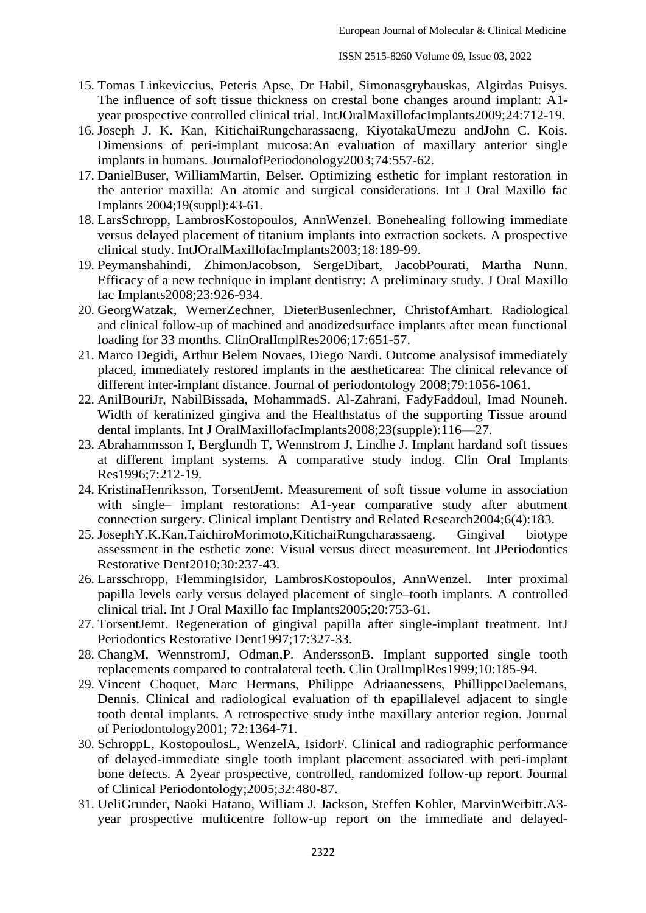15. Tomas Linkeviccius, Peteris Apse, Dr Habil, Simonasgrybauskas, Algirdas Puisys. The influence of soft tissue thickness on crestal bone changes around implant: A1-year prospective controlled clinical trial. IntJOralMaxillofacImplants2009;24:712-19.
16. Joseph J. K. Kan, KitichaiRungcharassaeng, KiyotakaUmezu andJohn C. Kois. Dimensions of peri-implant mucosa:An evaluation of maxillary anterior single implants in humans. JournalofPeriodonology2003;74:557-62.
17. DanielBuser, WilliamMartin, Belser. Optimizing esthetic for implant restoration in the anterior maxilla: An atomic and surgical considerations. Int J Oral Maxillo fac Implants 2004;19(suppl):43-61.
18. LarsSchropp, LambrosKostopoulos, AnnWenzel. Bonehealing following immediate versus delayed placement of titanium implants into extraction sockets. A prospective clinical study. IntJOralMaxillofacImplants2003;18:189-99.
19. Peymanshahindi, ZhimonJacobson, SergeDibart, JacobPourati, Martha Nunn. Efficacy of a new technique in implant dentistry: A preliminary study. J Oral Maxillo fac Implants2008;23:926-934.
20. GeorgWatzak, WernerZechner, DieterBusenlechner, ChristofAmhart. Radiological and clinical follow-up of machined and anodizedsurface implants after mean functional loading for 33 months. ClinOralImplRes2006;17:651-57.
21. Marco Degidi, Arthur Belem Novaes, Diego Nardi. Outcome analysisof immediately placed, immediately restored implants in the aestheticarea: The clinical relevance of different inter-implant distance. Journal of periodontology 2008;79:1056-1061.
22. AnilBouriJr, NabilBissada, MohammadS. Al-Zahrani, FadyFaddoul, Imad Nouneh. Width of keratinized gingiva and the Healthstatus of the supporting Tissue around dental implants. Int J OralMaxillofacImplants2008;23(supple):116—27.
23. Abrahammsson I, Berglundh T, Wennstrom J, Lindhe J. Implant hardand soft tissues at different implant systems. A comparative study indog. Clin Oral Implants Res1996;7:212-19.
24. KristinaHenriksson, TorsentJemt. Measurement of soft tissue volume in association with single– implant restorations: A1-year comparative study after abutment connection surgery. Clinical implant Dentistry and Related Research2004;6(4):183.
25. JosephY.K.Kan,TaichiroMorimoto,KitichaiRungcharassaeng. Gingival biotype assessment in the esthetic zone: Visual versus direct measurement. Int JPeriodontics Restorative Dent2010;30:237-43.
26. Larsschropp, FlemmingIsidor, LambrosKostopoulos, AnnWenzel. Inter proximal papilla levels early versus delayed placement of single–tooth implants. A controlled clinical trial. Int J Oral Maxillo fac Implants2005;20:753-61.
27. TorsentJemt. Regeneration of gingival papilla after single-implant treatment. IntJ Periodontics Restorative Dent1997;17:327-33.
28. ChangM, WennstromJ, Odman,P. AnderssonB. Implant supported single tooth replacements compared to contralateral teeth. Clin OralImplRes1999;10:185-94.
29. Vincent Choquet, Marc Hermans, Philippe Adriaanessens, PhillippeDaelemans, Dennis. Clinical and radiological evaluation of th epapillalevel adjacent to single tooth dental implants. A retrospective study inthe maxillary anterior region. Journal of Periodontology2001; 72:1364-71.
30. SchroppL, KostopoulosL, WenzelA, IsidorF. Clinical and radiographic performance of delayed-immediate single tooth implant placement associated with peri-implant bone defects. A 2year prospective, controlled, randomized follow-up report. Journal of Clinical Periodontology;2005;32:480-87.
31. UeliGrunder, Naoki Hatano, William J. Jackson, Steffen Kohler, MarvinWerbitt.A3-year prospective multicentre follow-up report on the immediate and delayed-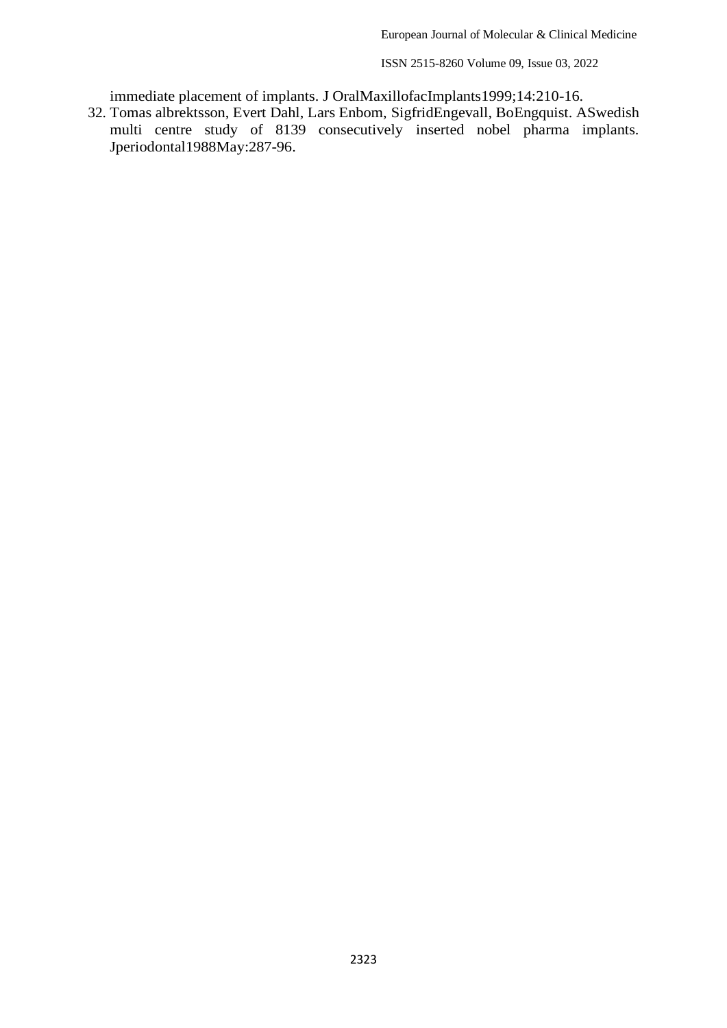immediate placement of implants. J OralMaxillofacImplants1999;14:210-16.

32. Tomas albrektsson, Evert Dahl, Lars Enbom, SigfridEngevall, BoEngquist. ASwedish multi centre study of 8139 consecutively inserted nobel pharma implants. Jperiodontal1988May:287-96.